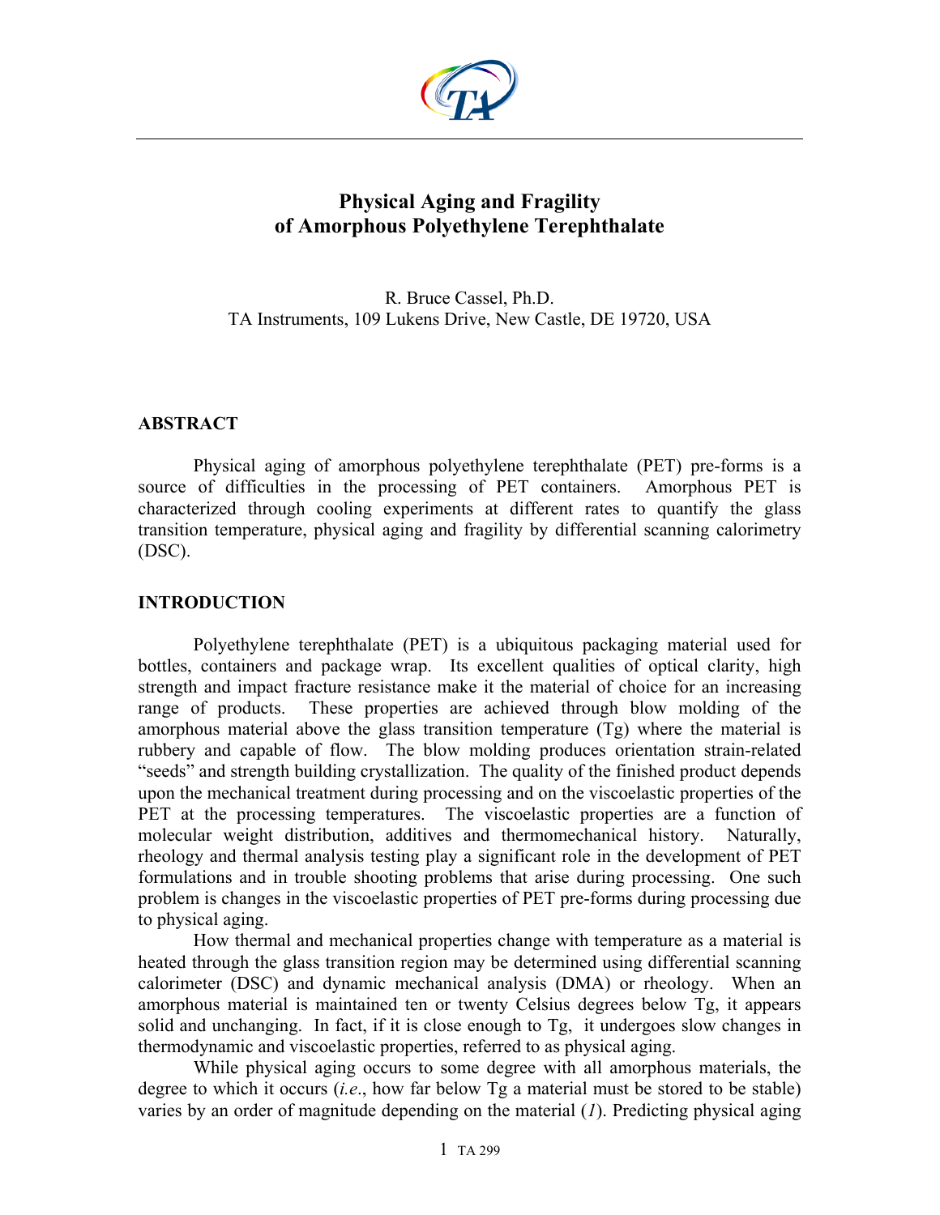# Physical Aging and Fragility of Amorphous Polyethylene Terephthalate

R. Bruce Cassel, Ph.D.
TA Instruments, 109 Lukens Drive, New Castle, DE 19720, USA

## ABSTRACT

Physical aging of amorphous polyethylene terephthalate (PET) pre-forms is a source of difficulties in the processing of PET containers. Amorphous PET is characterized through cooling experiments at different rates to quantify the glass transition temperature, physical aging and fragility by differential scanning calorimetry (DSC).

## INTRODUCTION

Polyethylene terephthalate (PET) is a ubiquitous packaging material used for bottles, containers and package wrap. Its excellent qualities of optical clarity, high strength and impact fracture resistance make it the material of choice for an increasing range of products. These properties are achieved through blow molding of the amorphous material above the glass transition temperature (Tg) where the material is rubbery and capable of flow. The blow molding produces orientation strain-related "seeds" and strength building crystallization. The quality of the finished product depends upon the mechanical treatment during processing and on the viscoelastic properties of the PET at the processing temperatures. The viscoelastic properties are a function of molecular weight distribution, additives and thermomechanical history. Naturally, rheology and thermal analysis testing play a significant role in the development of PET formulations and in trouble shooting problems that arise during processing. One such problem is changes in the viscoelastic properties of PET pre-forms during processing due to physical aging.

How thermal and mechanical properties change with temperature as a material is heated through the glass transition region may be determined using differential scanning calorimeter (DSC) and dynamic mechanical analysis (DMA) or rheology. When an amorphous material is maintained ten or twenty Celsius degrees below Tg, it appears solid and unchanging. In fact, if it is close enough to Tg, it undergoes slow changes in thermodynamic and viscoelastic properties, referred to as physical aging.

While physical aging occurs to some degree with all amorphous materials, the degree to which it occurs (*i.e.*, how far below Tg a material must be stored to be stable) varies by an order of magnitude depending on the material (*1*). Predicting physical aging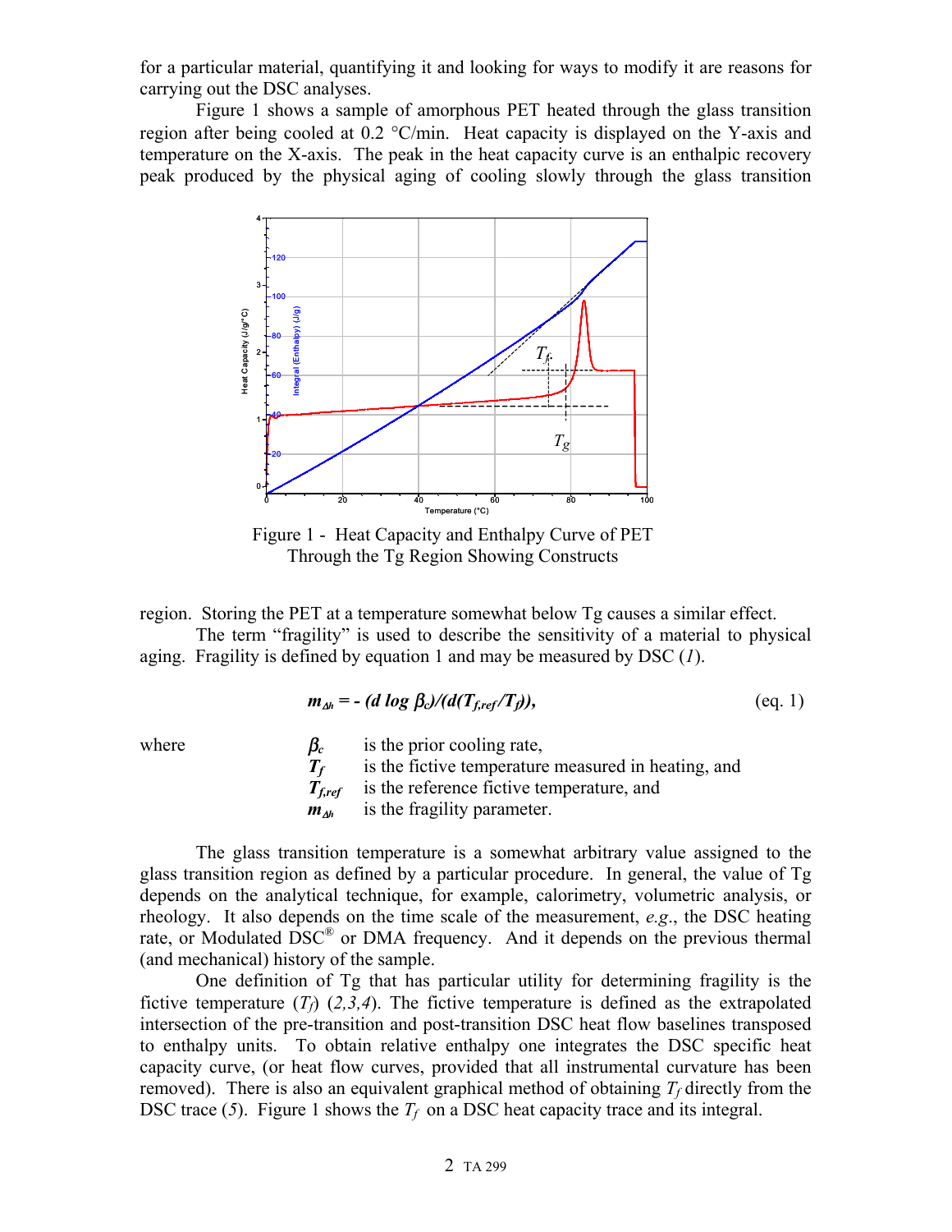for a particular material, quantifying it and looking for ways to modify it are reasons for carrying out the DSC analyses.

Figure 1 shows a sample of amorphous PET heated through the glass transition region after being cooled at 0.2 °C/min. Heat capacity is displayed on the Y-axis and temperature on the X-axis. The peak in the heat capacity curve is an enthalpic recovery peak produced by the physical aging of cooling slowly through the glass transition region. Storing the PET at a temperature somewhat below Tg causes a similar effect.

Figure 1 - Heat Capacity and Enthalpy Curve of PET Through the Tg Region Showing Constructs

The term "fragility" is used to describe the sensitivity of a material to physical aging. Fragility is defined by equation 1 and may be measured by DSC (*1*).

$$m_{\Delta h} = -(d \log \beta_c)/(d(T_{f,ref}/T_f)), \qquad \text{(eq. 1)}$$

where

- $\beta_c$ is the prior cooling rate,
- $T_f$ is the fictive temperature measured in heating, and
- $T_{f,ref}$ is the reference fictive temperature, and
- $m_{\Delta h}$ is the fragility parameter.

The glass transition temperature is a somewhat arbitrary value assigned to the glass transition region as defined by a particular procedure. In general, the value of Tg depends on the analytical technique, for example, calorimetry, volumetric analysis, or rheology. It also depends on the time scale of the measurement, *e.g.*, the DSC heating rate, or Modulated DSC® or DMA frequency. And it depends on the previous thermal (and mechanical) history of the sample.

One definition of Tg that has particular utility for determining fragility is the fictive temperature ($T_f$) (*2,3,4*). The fictive temperature is defined as the extrapolated intersection of the pre-transition and post-transition DSC heat flow baselines transposed to enthalpy units. To obtain relative enthalpy one integrates the DSC specific heat capacity curve, (or heat flow curves, provided that all instrumental curvature has been removed). There is also an equivalent graphical method of obtaining $T_f$ directly from the DSC trace (*5*). Figure 1 shows the $T_f$ on a DSC heat capacity trace and its integral.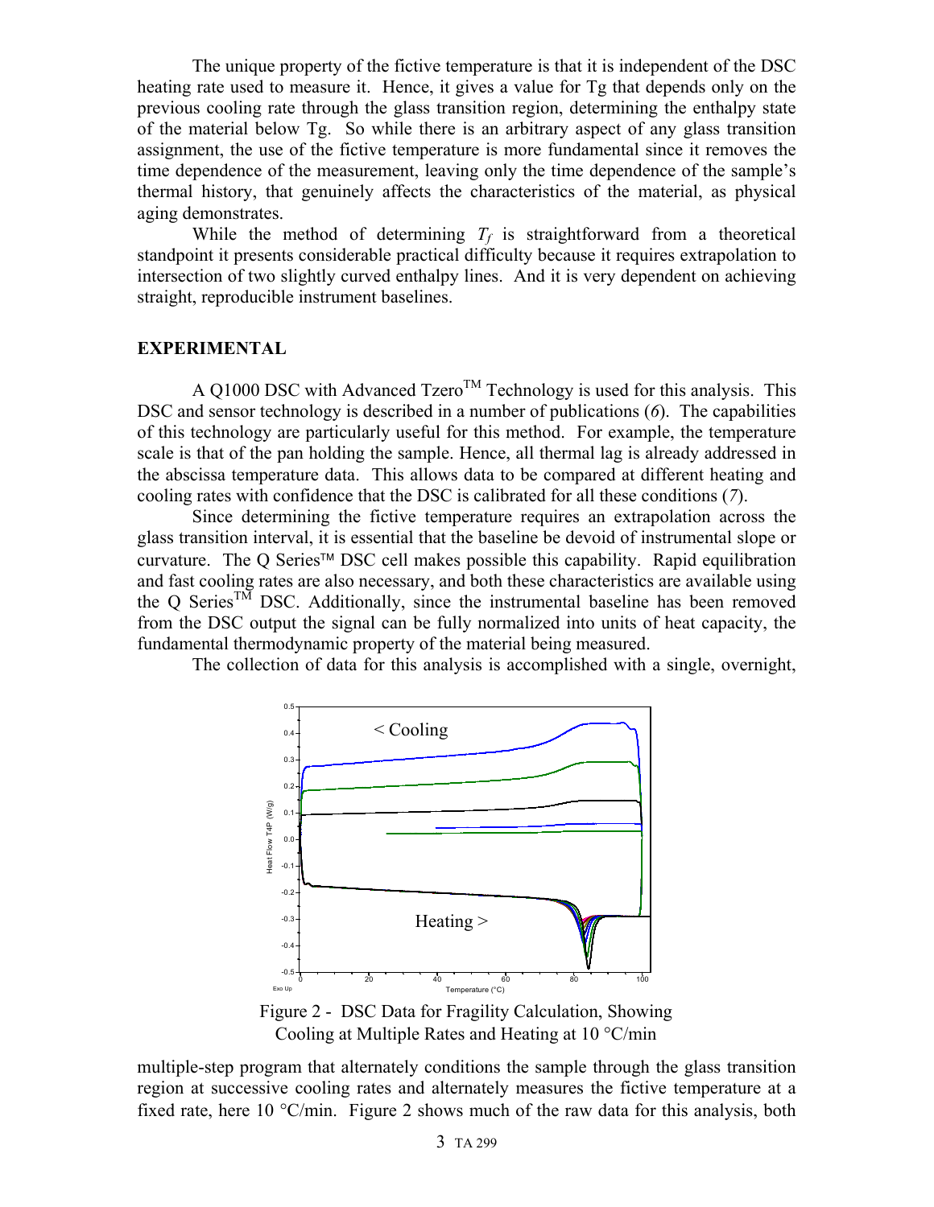The unique property of the fictive temperature is that it is independent of the DSC heating rate used to measure it. Hence, it gives a value for Tg that depends only on the previous cooling rate through the glass transition region, determining the enthalpy state of the material below Tg. So while there is an arbitrary aspect of any glass transition assignment, the use of the fictive temperature is more fundamental since it removes the time dependence of the measurement, leaving only the time dependence of the sample's thermal history, that genuinely affects the characteristics of the material, as physical aging demonstrates.

While the method of determining $T_f$ is straightforward from a theoretical standpoint it presents considerable practical difficulty because it requires extrapolation to intersection of two slightly curved enthalpy lines. And it is very dependent on achieving straight, reproducible instrument baselines.

## EXPERIMENTAL

A Q1000 DSC with Advanced Tzero™ Technology is used for this analysis. This DSC and sensor technology is described in a number of publications (*6*). The capabilities of this technology are particularly useful for this method. For example, the temperature scale is that of the pan holding the sample. Hence, all thermal lag is already addressed in the abscissa temperature data. This allows data to be compared at different heating and cooling rates with confidence that the DSC is calibrated for all these conditions (*7*).

Since determining the fictive temperature requires an extrapolation across the glass transition interval, it is essential that the baseline be devoid of instrumental slope or curvature. The Q Series™ DSC cell makes possible this capability. Rapid equilibration and fast cooling rates are also necessary, and both these characteristics are available using the Q Series™ DSC. Additionally, since the instrumental baseline has been removed from the DSC output the signal can be fully normalized into units of heat capacity, the fundamental thermodynamic property of the material being measured.

The collection of data for this analysis is accomplished with a single, overnight, multiple-step program that alternately conditions the sample through the glass transition region at successive cooling rates and alternately measures the fictive temperature at a fixed rate, here 10 °C/min. Figure 2 shows much of the raw data for this analysis, both

Figure 2 - DSC Data for Fragility Calculation, Showing Cooling at Multiple Rates and Heating at 10 °C/min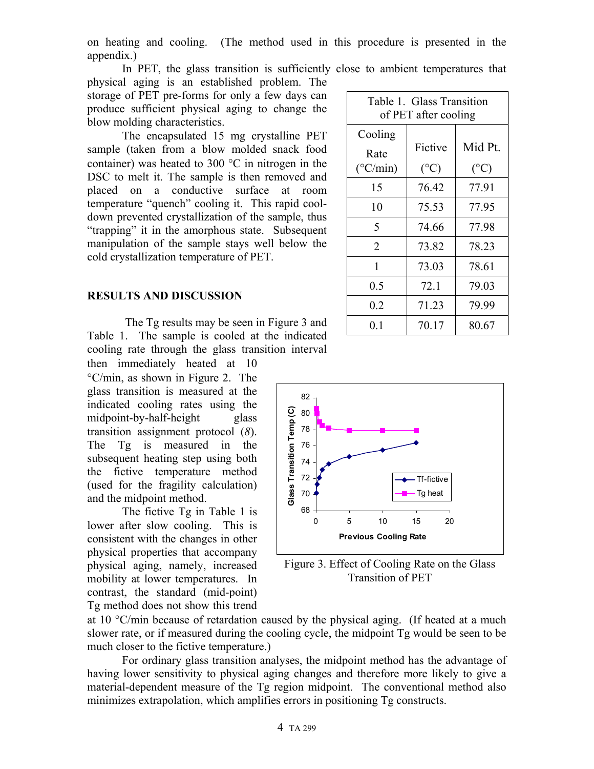on heating and cooling. (The method used in this procedure is presented in the appendix.)

In PET, the glass transition is sufficiently close to ambient temperatures that physical aging is an established problem. The storage of PET pre-forms for only a few days can produce sufficient physical aging to change the blow molding characteristics.

The encapsulated 15 mg crystalline PET sample (taken from a blow molded snack food container) was heated to 300 °C in nitrogen in the DSC to melt it. The sample is then removed and placed on a conductive surface at room temperature "quench" cooling it. This rapid cool-down prevented crystallization of the sample, thus "trapping" it in the amorphous state. Subsequent manipulation of the sample stays well below the cold crystallization temperature of PET.

Table 1. Glass Transition of PET after cooling

| Cooling Rate (°C/min) | Fictive (°C) | Mid Pt. (°C) |
|---|---|---|
| 15 | 76.42 | 77.91 |
| 10 | 75.53 | 77.95 |
| 5 | 74.66 | 77.98 |
| 2 | 73.82 | 78.23 |
| 1 | 73.03 | 78.61 |
| 0.5 | 72.1 | 79.03 |
| 0.2 | 71.23 | 79.99 |
| 0.1 | 70.17 | 80.67 |

## RESULTS AND DISCUSSION

The Tg results may be seen in Figure 3 and Table 1. The sample is cooled at the indicated cooling rate through the glass transition interval then immediately heated at 10 °C/min, as shown in Figure 2. The glass transition is measured at the indicated cooling rates using the midpoint-by-half-height glass transition assignment protocol (*8*). The Tg is measured in the subsequent heating step using both the fictive temperature method (used for the fragility calculation) and the midpoint method.

Figure 3. Effect of Cooling Rate on the Glass Transition of PET

The fictive Tg in Table 1 is lower after slow cooling. This is consistent with the changes in other physical properties that accompany physical aging, namely, increased mobility at lower temperatures. In contrast, the standard (mid-point) Tg method does not show this trend at 10 °C/min because of retardation caused by the physical aging. (If heated at a much slower rate, or if measured during the cooling cycle, the midpoint Tg would be seen to be much closer to the fictive temperature.)

For ordinary glass transition analyses, the midpoint method has the advantage of having lower sensitivity to physical aging changes and therefore more likely to give a material-dependent measure of the Tg region midpoint. The conventional method also minimizes extrapolation, which amplifies errors in positioning Tg constructs.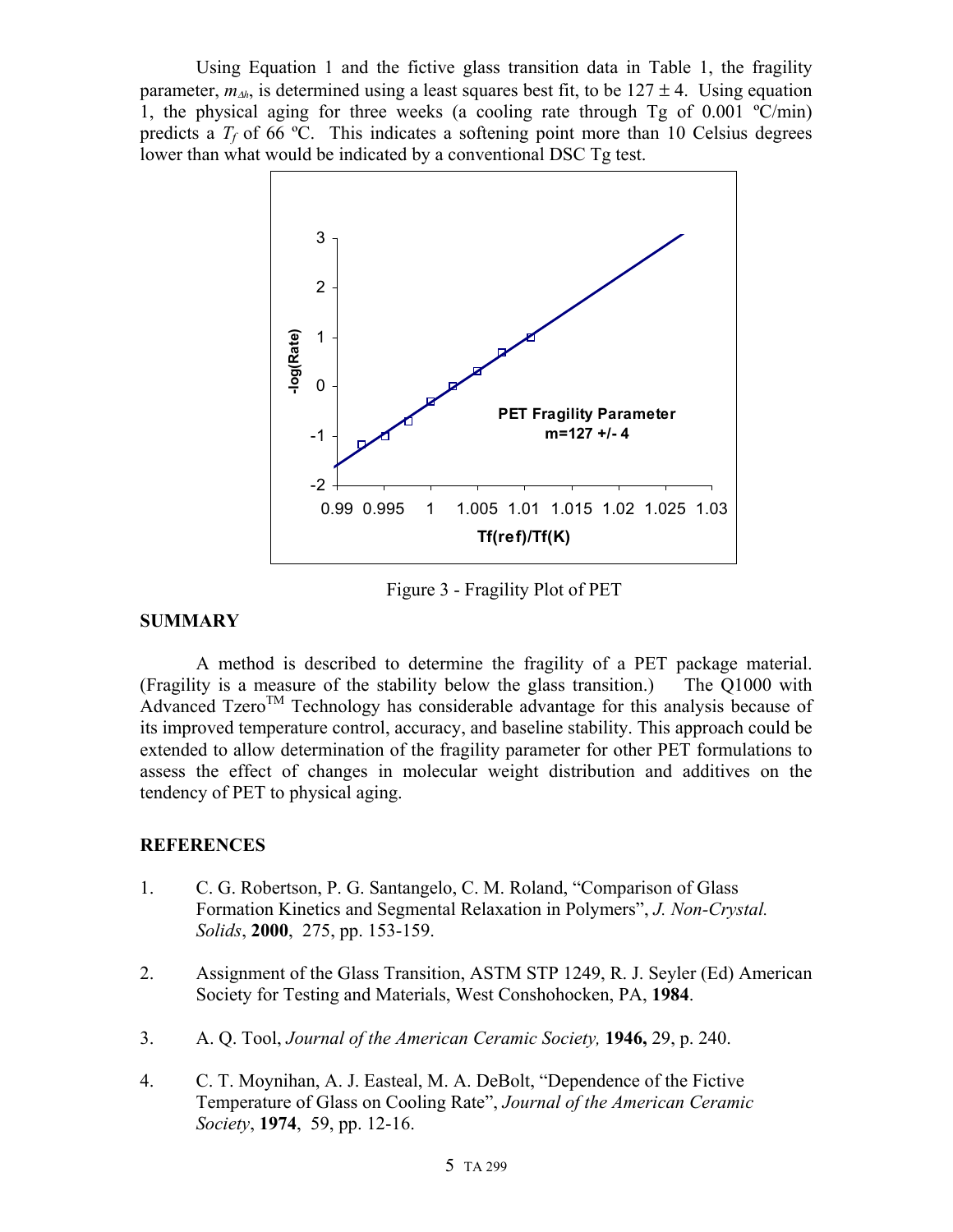Using Equation 1 and the fictive glass transition data in Table 1, the fragility parameter, $m_{\Delta h}$, is determined using a least squares best fit, to be $127 \pm 4$. Using equation 1, the physical aging for three weeks (a cooling rate through Tg of 0.001 ºC/min) predicts a $T_f$ of 66 ºC. This indicates a softening point more than 10 Celsius degrees lower than what would be indicated by a conventional DSC Tg test.

Figure 3 - Fragility Plot of PET

## SUMMARY

A method is described to determine the fragility of a PET package material. (Fragility is a measure of the stability below the glass transition.) The Q1000 with Advanced Tzero™ Technology has considerable advantage for this analysis because of its improved temperature control, accuracy, and baseline stability. This approach could be extended to allow determination of the fragility parameter for other PET formulations to assess the effect of changes in molecular weight distribution and additives on the tendency of PET to physical aging.

## REFERENCES

1. C. G. Robertson, P. G. Santangelo, C. M. Roland, "Comparison of Glass Formation Kinetics and Segmental Relaxation in Polymers", *J. Non-Crystal. Solids*, **2000**, 275, pp. 153-159.

2. Assignment of the Glass Transition, ASTM STP 1249, R. J. Seyler (Ed) American Society for Testing and Materials, West Conshohocken, PA, **1984**.

3. A. Q. Tool, *Journal of the American Ceramic Society,* **1946,** 29, p. 240.

4. C. T. Moynihan, A. J. Easteal, M. A. DeBolt, "Dependence of the Fictive Temperature of Glass on Cooling Rate", *Journal of the American Ceramic Society*, **1974**, 59, pp. 12-16.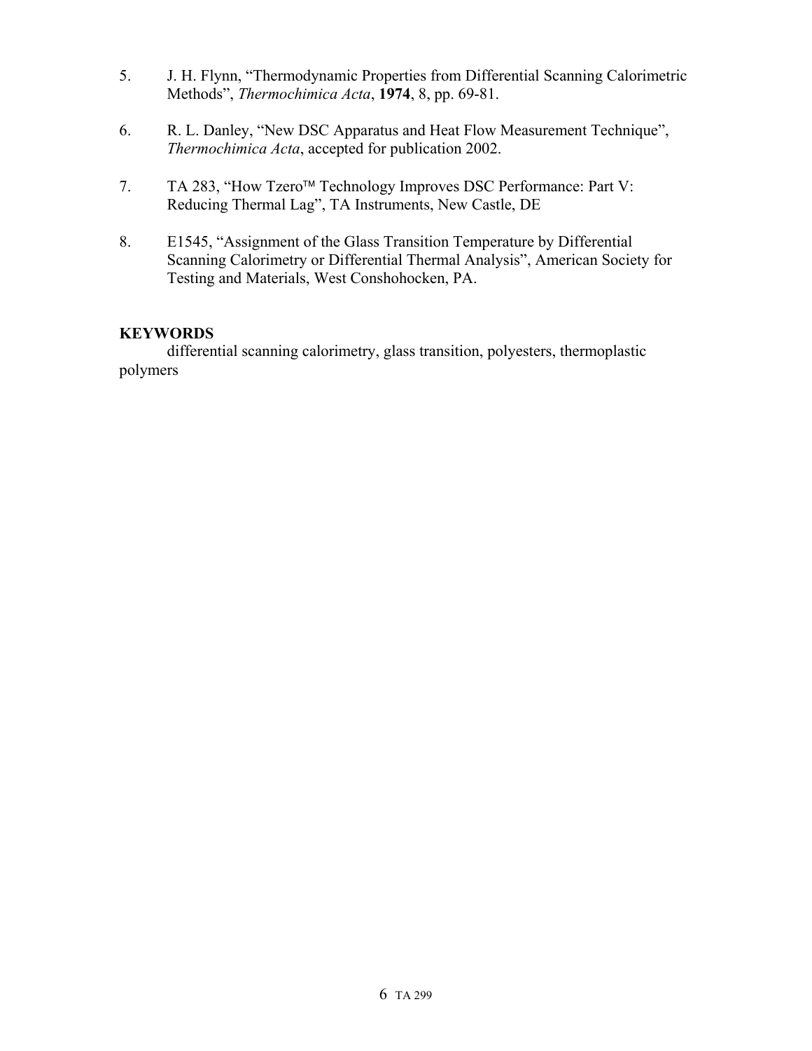5. J. H. Flynn, "Thermodynamic Properties from Differential Scanning Calorimetric Methods", *Thermochimica Acta*, **1974**, 8, pp. 69-81.

6. R. L. Danley, "New DSC Apparatus and Heat Flow Measurement Technique", *Thermochimica Acta*, accepted for publication 2002.

7. TA 283, "How Tzero™ Technology Improves DSC Performance: Part V: Reducing Thermal Lag", TA Instruments, New Castle, DE

8. E1545, "Assignment of the Glass Transition Temperature by Differential Scanning Calorimetry or Differential Thermal Analysis", American Society for Testing and Materials, West Conshohocken, PA.

**KEYWORDS**

differential scanning calorimetry, glass transition, polyesters, thermoplastic polymers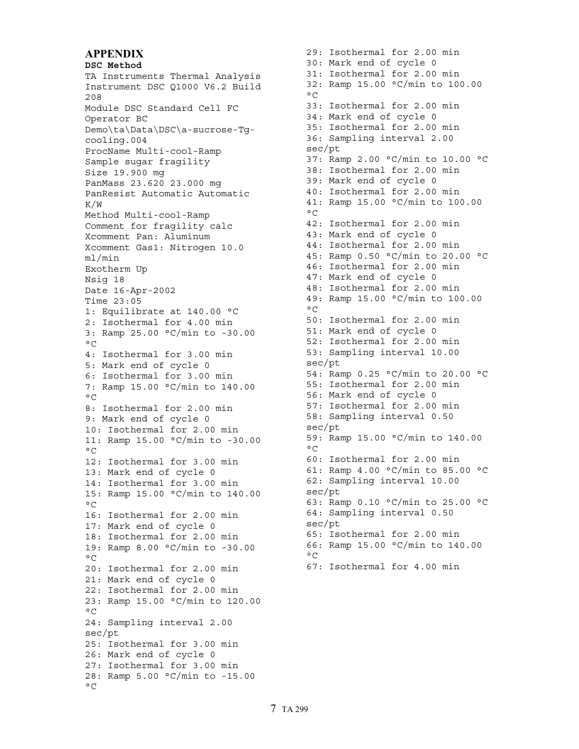## APPENDIX

**DSC Method**

```
TA Instruments Thermal Analysis
Instrument DSC Q1000 V6.2 Build 208
Module DSC Standard Cell FC
Operator BC
Demo\ta\Data\DSC\a-sucrose-Tg-cooling.004
ProcName Multi-cool-Ramp
Sample sugar fragility
Size 19.900 mg
PanMass 23.620 23.000 mg
PanResist Automatic Automatic K/W
Method Multi-cool-Ramp
Comment for fragility calc
Xcomment Pan: Aluminum
Xcomment Gas1: Nitrogen 10.0 ml/min
Exotherm Up
Nsig 18
Date 16-Apr-2002
Time 23:05
1: Equilibrate at 140.00 °C
2: Isothermal for 4.00 min
3: Ramp 25.00 °C/min to -30.00 °C
4: Isothermal for 3.00 min
5: Mark end of cycle 0
6: Isothermal for 3.00 min
7: Ramp 15.00 °C/min to 140.00 °C
8: Isothermal for 2.00 min
9: Mark end of cycle 0
10: Isothermal for 2.00 min
11: Ramp 15.00 °C/min to -30.00 °C
12: Isothermal for 3.00 min
13: Mark end of cycle 0
14: Isothermal for 3.00 min
15: Ramp 15.00 °C/min to 140.00 °C
16: Isothermal for 2.00 min
17: Mark end of cycle 0
18: Isothermal for 2.00 min
19: Ramp 8.00 °C/min to -30.00 °C
20: Isothermal for 2.00 min
21: Mark end of cycle 0
22: Isothermal for 2.00 min
23: Ramp 15.00 °C/min to 120.00 °C
24: Sampling interval 2.00 sec/pt
25: Isothermal for 3.00 min
26: Mark end of cycle 0
27: Isothermal for 3.00 min
28: Ramp 5.00 °C/min to -15.00 °C
29: Isothermal for 2.00 min
30: Mark end of cycle 0
31: Isothermal for 2.00 min
32: Ramp 15.00 °C/min to 100.00 °C
33: Isothermal for 2.00 min
34: Mark end of cycle 0
35: Isothermal for 2.00 min
36: Sampling interval 2.00 sec/pt
37: Ramp 2.00 °C/min to 10.00 °C
38: Isothermal for 2.00 min
39: Mark end of cycle 0
40: Isothermal for 2.00 min
41: Ramp 15.00 °C/min to 100.00 °C
42: Isothermal for 2.00 min
43: Mark end of cycle 0
44: Isothermal for 2.00 min
45: Ramp 0.50 °C/min to 20.00 °C
46: Isothermal for 2.00 min
47: Mark end of cycle 0
48: Isothermal for 2.00 min
49: Ramp 15.00 °C/min to 100.00 °C
50: Isothermal for 2.00 min
51: Mark end of cycle 0
52: Isothermal for 2.00 min
53: Sampling interval 10.00 sec/pt
54: Ramp 0.25 °C/min to 20.00 °C
55: Isothermal for 2.00 min
56: Mark end of cycle 0
57: Isothermal for 2.00 min
58: Sampling interval 0.50 sec/pt
59: Ramp 15.00 °C/min to 140.00 °C
60: Isothermal for 2.00 min
61: Ramp 4.00 °C/min to 85.00 °C
62: Sampling interval 10.00 sec/pt
63: Ramp 0.10 °C/min to 25.00 °C
64: Sampling interval 0.50 sec/pt
65: Isothermal for 2.00 min
66: Ramp 15.00 °C/min to 140.00 °C
67: Isothermal for 4.00 min
```

TA 299